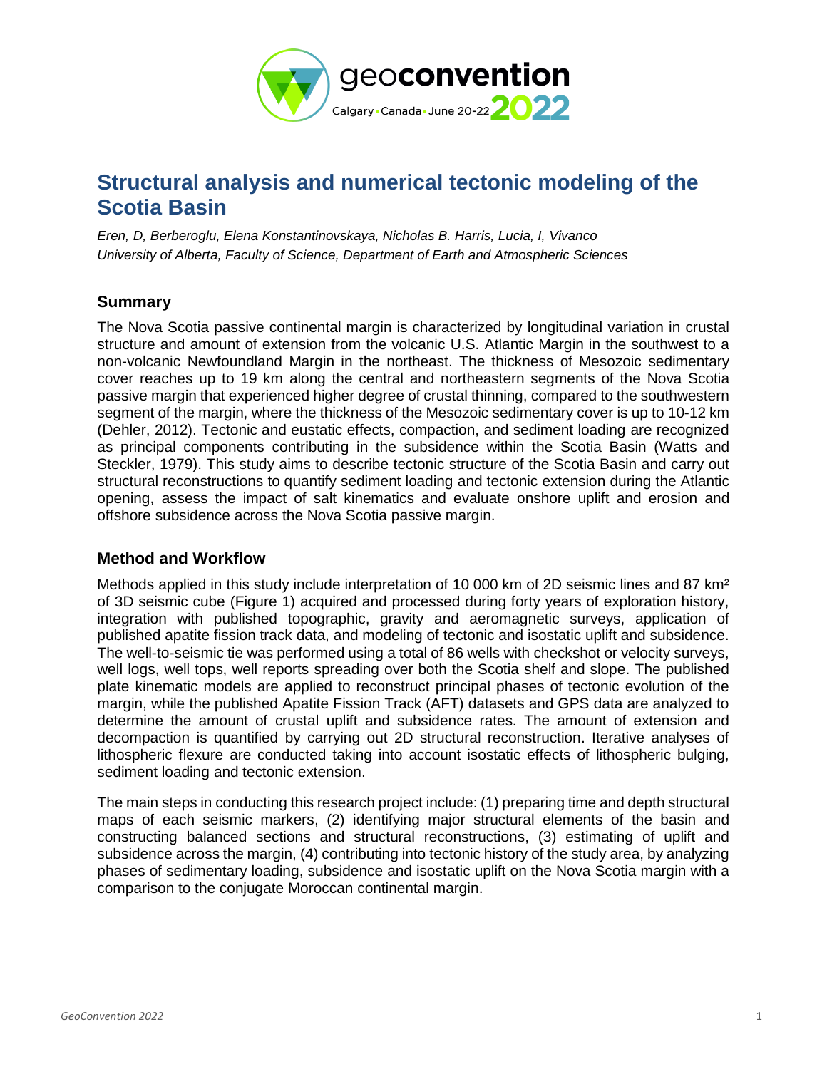# Structural analysis and numerical tectonic modeling of the Scotia Basin

*Eren, D, Berberoglu, Elena Konstantinovskaya, Nicholas B. Harris, Lucia, I, Vivanco*
*University of Alberta, Faculty of Science, Department of Earth and Atmospheric Sciences*

## Summary

The Nova Scotia passive continental margin is characterized by longitudinal variation in crustal structure and amount of extension from the volcanic U.S. Atlantic Margin in the southwest to a non-volcanic Newfoundland Margin in the northeast. The thickness of Mesozoic sedimentary cover reaches up to 19 km along the central and northeastern segments of the Nova Scotia passive margin that experienced higher degree of crustal thinning, compared to the southwestern segment of the margin, where the thickness of the Mesozoic sedimentary cover is up to 10-12 km (Dehler, 2012). Tectonic and eustatic effects, compaction, and sediment loading are recognized as principal components contributing in the subsidence within the Scotia Basin (Watts and Steckler, 1979). This study aims to describe tectonic structure of the Scotia Basin and carry out structural reconstructions to quantify sediment loading and tectonic extension during the Atlantic opening, assess the impact of salt kinematics and evaluate onshore uplift and erosion and offshore subsidence across the Nova Scotia passive margin.

## Method and Workflow

Methods applied in this study include interpretation of 10 000 km of 2D seismic lines and 87 km² of 3D seismic cube (Figure 1) acquired and processed during forty years of exploration history, integration with published topographic, gravity and aeromagnetic surveys, application of published apatite fission track data, and modeling of tectonic and isostatic uplift and subsidence. The well-to-seismic tie was performed using a total of 86 wells with checkshot or velocity surveys, well logs, well tops, well reports spreading over both the Scotia shelf and slope. The published plate kinematic models are applied to reconstruct principal phases of tectonic evolution of the margin, while the published Apatite Fission Track (AFT) datasets and GPS data are analyzed to determine the amount of crustal uplift and subsidence rates. The amount of extension and decompaction is quantified by carrying out 2D structural reconstruction. Iterative analyses of lithospheric flexure are conducted taking into account isostatic effects of lithospheric bulging, sediment loading and tectonic extension.

The main steps in conducting this research project include: (1) preparing time and depth structural maps of each seismic markers, (2) identifying major structural elements of the basin and constructing balanced sections and structural reconstructions, (3) estimating of uplift and subsidence across the margin, (4) contributing into tectonic history of the study area, by analyzing phases of sedimentary loading, subsidence and isostatic uplift on the Nova Scotia margin with a comparison to the conjugate Moroccan continental margin.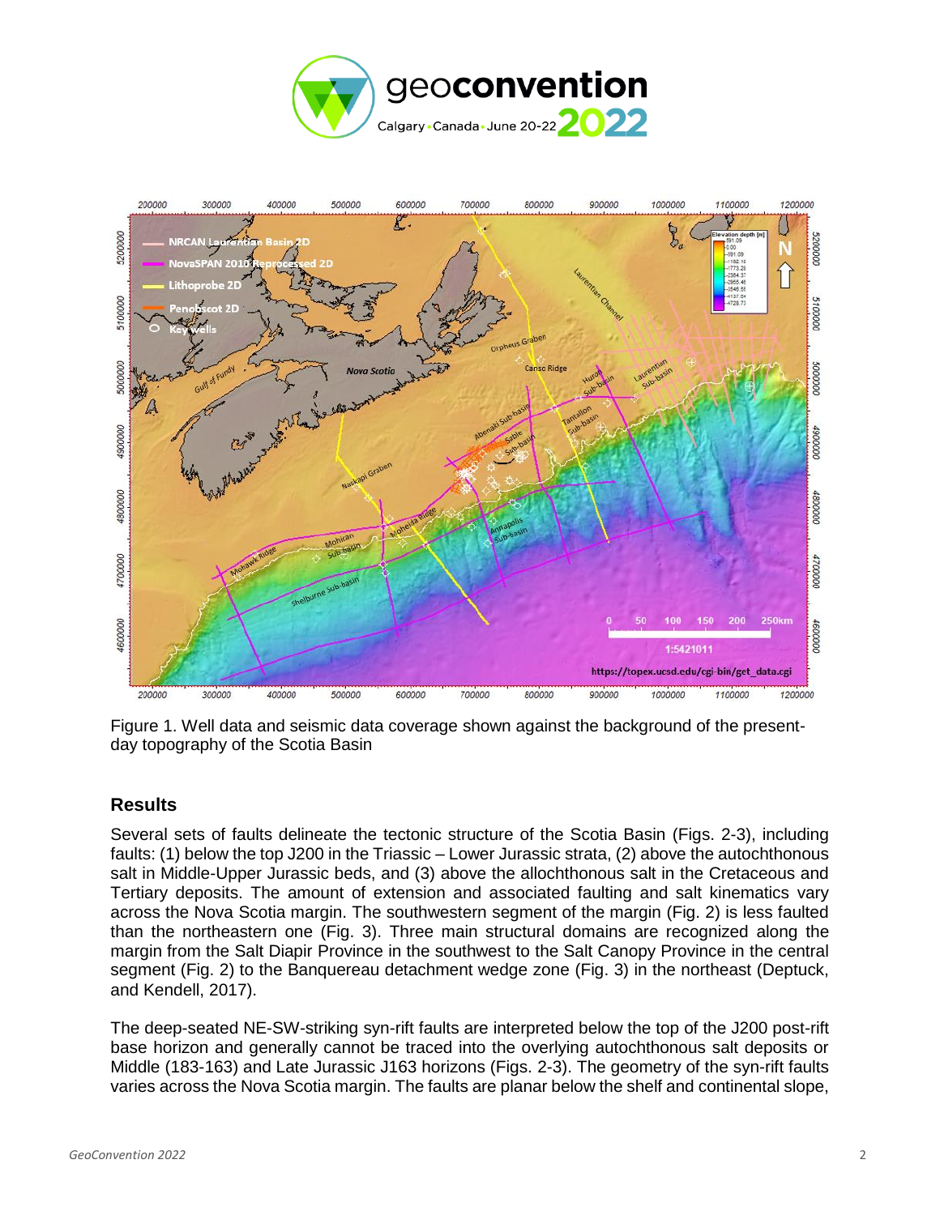Figure 1. Well data and seismic data coverage shown against the background of the present-day topography of the Scotia Basin

## Results

Several sets of faults delineate the tectonic structure of the Scotia Basin (Figs. 2-3), including faults: (1) below the top J200 in the Triassic – Lower Jurassic strata, (2) above the autochthonous salt in Middle-Upper Jurassic beds, and (3) above the allochthonous salt in the Cretaceous and Tertiary deposits. The amount of extension and associated faulting and salt kinematics vary across the Nova Scotia margin. The southwestern segment of the margin (Fig. 2) is less faulted than the northeastern one (Fig. 3). Three main structural domains are recognized along the margin from the Salt Diapir Province in the southwest to the Salt Canopy Province in the central segment (Fig. 2) to the Banquereau detachment wedge zone (Fig. 3) in the northeast (Deptuck, and Kendell, 2017).

The deep-seated NE-SW-striking syn-rift faults are interpreted below the top of the J200 post-rift base horizon and generally cannot be traced into the overlying autochthonous salt deposits or Middle (183-163) and Late Jurassic J163 horizons (Figs. 2-3). The geometry of the syn-rift faults varies across the Nova Scotia margin. The faults are planar below the shelf and continental slope,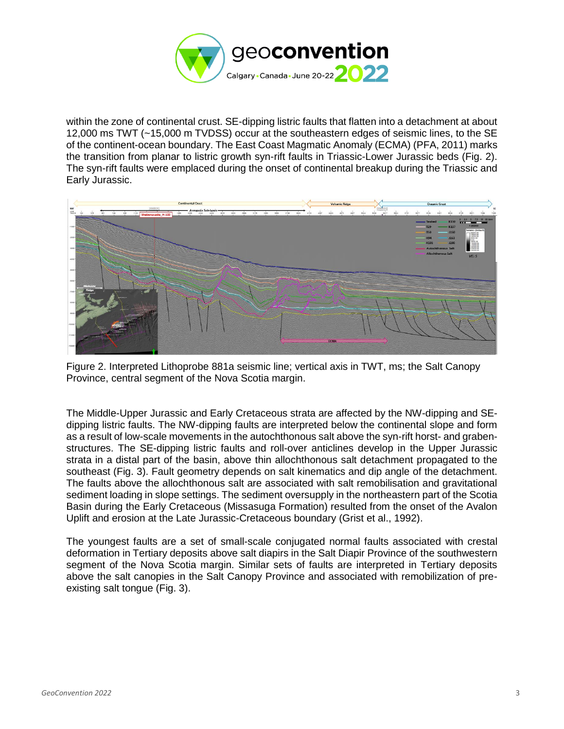within the zone of continental crust. SE-dipping listric faults that flatten into a detachment at about 12,000 ms TWT (~15,000 m TVDSS) occur at the southeastern edges of seismic lines, to the SE of the continent-ocean boundary. The East Coast Magmatic Anomaly (ECMA) (PFA, 2011) marks the transition from planar to listric growth syn-rift faults in Triassic-Lower Jurassic beds (Fig. 2). The syn-rift faults were emplaced during the onset of continental breakup during the Triassic and Early Jurassic.

Figure 2. Interpreted Lithoprobe 881a seismic line; vertical axis in TWT, ms; the Salt Canopy Province, central segment of the Nova Scotia margin.

The Middle-Upper Jurassic and Early Cretaceous strata are affected by the NW-dipping and SE-dipping listric faults. The NW-dipping faults are interpreted below the continental slope and form as a result of low-scale movements in the autochthonous salt above the syn-rift horst- and graben-structures. The SE-dipping listric faults and roll-over anticlines develop in the Upper Jurassic strata in a distal part of the basin, above thin allochthonous salt detachment propagated to the southeast (Fig. 3). Fault geometry depends on salt kinematics and dip angle of the detachment. The faults above the allochthonous salt are associated with salt remobilisation and gravitational sediment loading in slope settings. The sediment oversupply in the northeastern part of the Scotia Basin during the Early Cretaceous (Missasuga Formation) resulted from the onset of the Avalon Uplift and erosion at the Late Jurassic-Cretaceous boundary (Grist et al., 1992).

The youngest faults are a set of small-scale conjugated normal faults associated with crestal deformation in Tertiary deposits above salt diapirs in the Salt Diapir Province of the southwestern segment of the Nova Scotia margin. Similar sets of faults are interpreted in Tertiary deposits above the salt canopies in the Salt Canopy Province and associated with remobilization of pre-existing salt tongue (Fig. 3).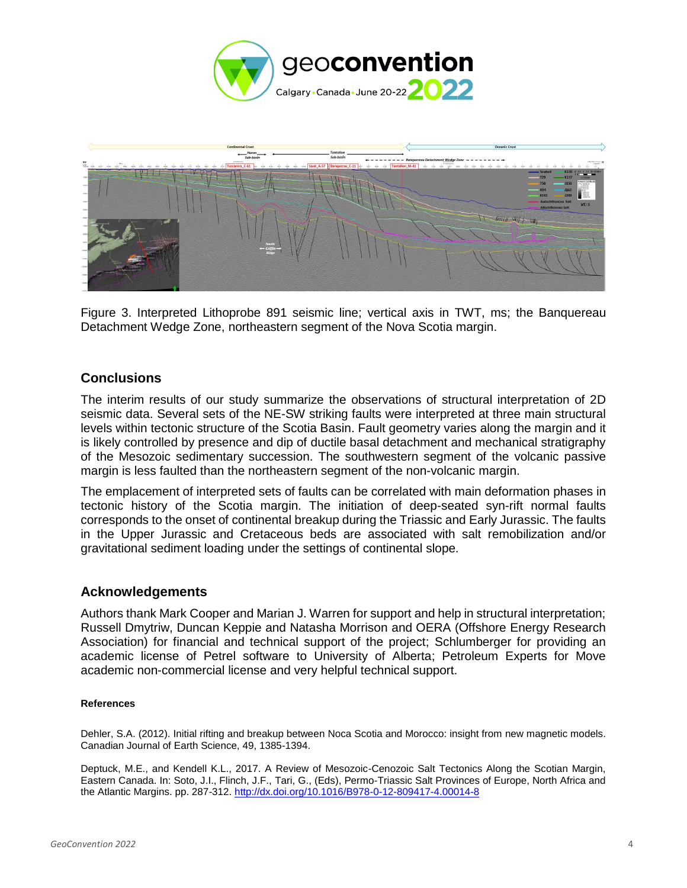Figure 3. Interpreted Lithoprobe 891 seismic line; vertical axis in TWT, ms; the Banquereau Detachment Wedge Zone, northeastern segment of the Nova Scotia margin.

## Conclusions

The interim results of our study summarize the observations of structural interpretation of 2D seismic data. Several sets of the NE-SW striking faults were interpreted at three main structural levels within tectonic structure of the Scotia Basin. Fault geometry varies along the margin and it is likely controlled by presence and dip of ductile basal detachment and mechanical stratigraphy of the Mesozoic sedimentary succession. The southwestern segment of the volcanic passive margin is less faulted than the northeastern segment of the non-volcanic margin.

The emplacement of interpreted sets of faults can be correlated with main deformation phases in tectonic history of the Scotia margin. The initiation of deep-seated syn-rift normal faults corresponds to the onset of continental breakup during the Triassic and Early Jurassic. The faults in the Upper Jurassic and Cretaceous beds are associated with salt remobilization and/or gravitational sediment loading under the settings of continental slope.

## Acknowledgements

Authors thank Mark Cooper and Marian J. Warren for support and help in structural interpretation; Russell Dmytriw, Duncan Keppie and Natasha Morrison and OERA (Offshore Energy Research Association) for financial and technical support of the project; Schlumberger for providing an academic license of Petrel software to University of Alberta; Petroleum Experts for Move academic non-commercial license and very helpful technical support.

#### References

Dehler, S.A. (2012). Initial rifting and breakup between Noca Scotia and Morocco: insight from new magnetic models. Canadian Journal of Earth Science, 49, 1385-1394.

Deptuck, M.E., and Kendell K.L., 2017. A Review of Mesozoic-Cenozoic Salt Tectonics Along the Scotian Margin, Eastern Canada. In: Soto, J.I., Flinch, J.F., Tari, G., (Eds), Permo-Triassic Salt Provinces of Europe, North Africa and the Atlantic Margins. pp. 287-312. http://dx.doi.org/10.1016/B978-0-12-809417-4.00014-8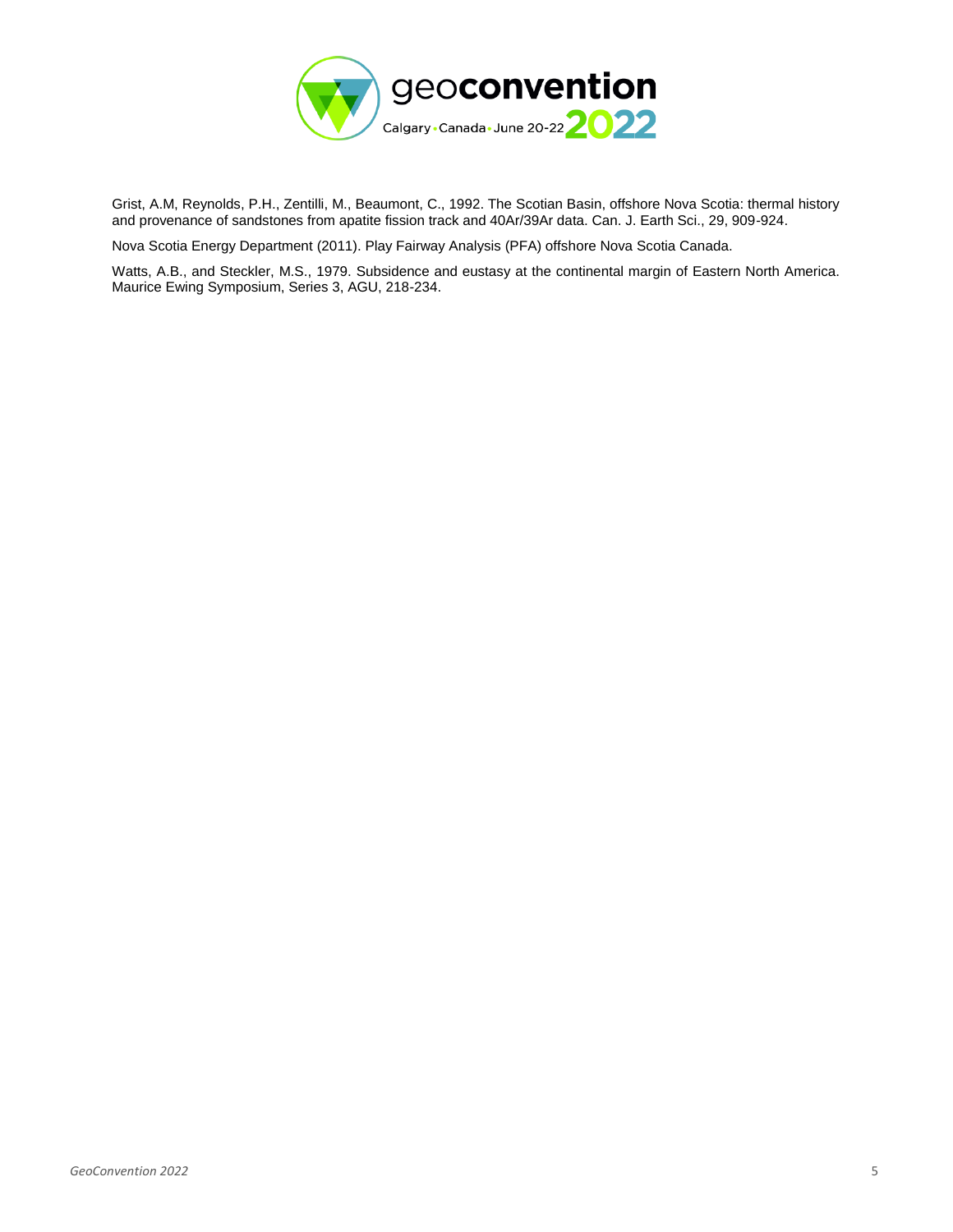Grist, A.M, Reynolds, P.H., Zentilli, M., Beaumont, C., 1992. The Scotian Basin, offshore Nova Scotia: thermal history and provenance of sandstones from apatite fission track and 40Ar/39Ar data. Can. J. Earth Sci., 29, 909-924.

Nova Scotia Energy Department (2011). Play Fairway Analysis (PFA) offshore Nova Scotia Canada.

Watts, A.B., and Steckler, M.S., 1979. Subsidence and eustasy at the continental margin of Eastern North America. Maurice Ewing Symposium, Series 3, AGU, 218-234.